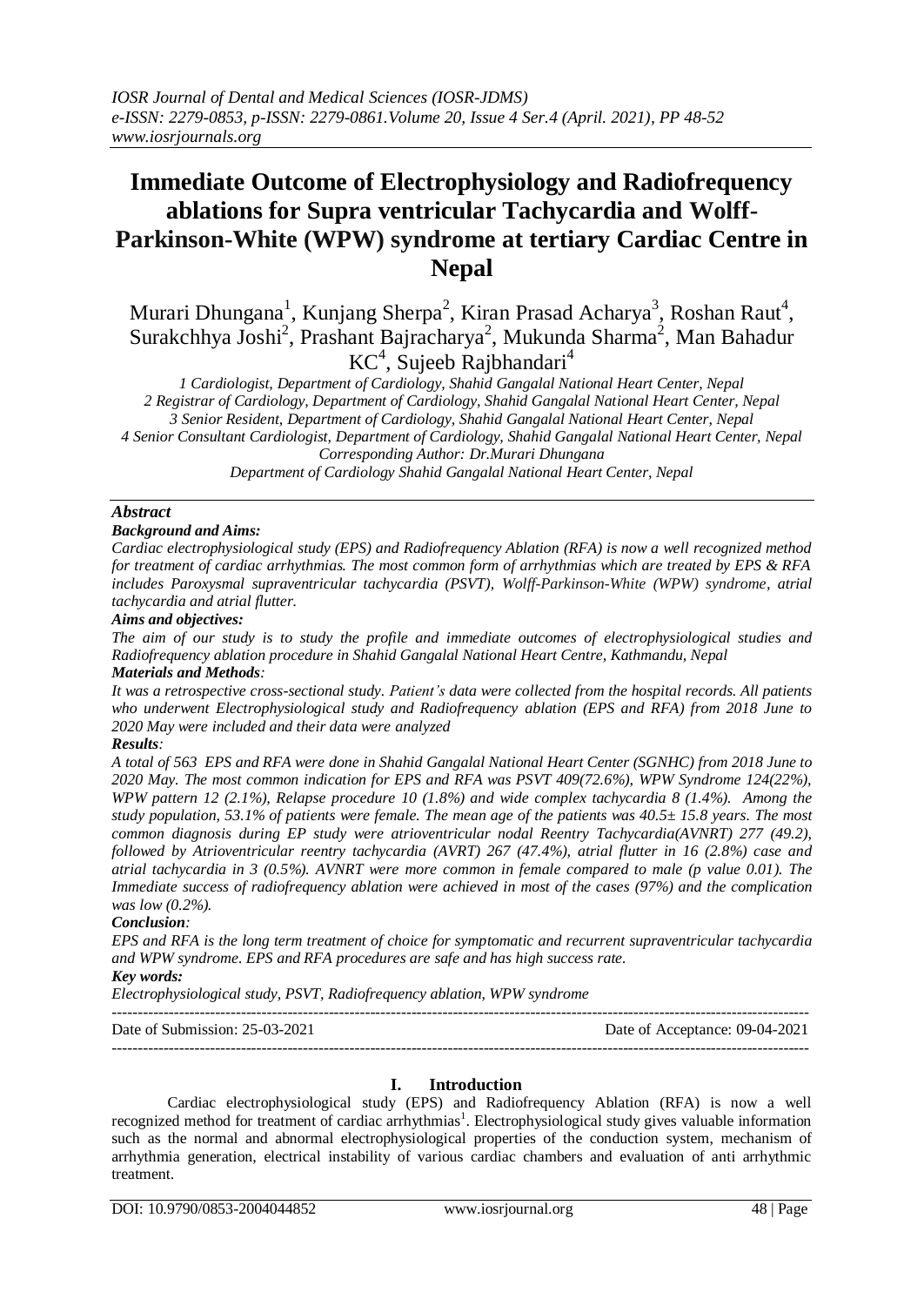# Immediate Outcome of Electrophysiology and Radiofrequency ablations for Supra ventricular Tachycardia and Wolff-Parkinson-White (WPW) syndrome at tertiary Cardiac Centre in Nepal

Murari Dhungana[1], Kunjang Sherpa[2], Kiran Prasad Acharya[3], Roshan Raut[4], Surakchhya Joshi[2], Prashant Bajracharya[2], Mukunda Sharma[2], Man Bahadur KC[4], Sujeeb Rajbhandari[4]

*1 Cardiologist, Department of Cardiology, Shahid Gangalal National Heart Center, Nepal*
*2 Registrar of Cardiology, Department of Cardiology, Shahid Gangalal National Heart Center, Nepal*
*3 Senior Resident, Department of Cardiology, Shahid Gangalal National Heart Center, Nepal*
*4 Senior Consultant Cardiologist, Department of Cardiology, Shahid Gangalal National Heart Center, Nepal*
*Corresponding Author: Dr.Murari Dhungana*
*Department of Cardiology Shahid Gangalal National Heart Center, Nepal*

## *Abstract*

***Background and Aims:***

*Cardiac electrophysiological study (EPS) and Radiofrequency Ablation (RFA) is now a well recognized method for treatment of cardiac arrhythmias. The most common form of arrhythmias which are treated by EPS & RFA includes Paroxysmal supraventricular tachycardia (PSVT), Wolff-Parkinson-White (WPW) syndrome, atrial tachycardia and atrial flutter.*

***Aims and objectives:***

*The aim of our study is to study the profile and immediate outcomes of electrophysiological studies and Radiofrequency ablation procedure in Shahid Gangalal National Heart Centre, Kathmandu, Nepal*

***Materials and Methods:***

*It was a retrospective cross-sectional study. Patient's data were collected from the hospital records. All patients who underwent Electrophysiological study and Radiofrequency ablation (EPS and RFA) from 2018 June to 2020 May were included and their data were analyzed*

***Results:***

*A total of 563 EPS and RFA were done in Shahid Gangalal National Heart Center (SGNHC) from 2018 June to 2020 May. The most common indication for EPS and RFA was PSVT 409(72.6%), WPW Syndrome 124(22%), WPW pattern 12 (2.1%), Relapse procedure 10 (1.8%) and wide complex tachycardia 8 (1.4%). Among the study population, 53.1% of patients were female. The mean age of the patients was 40.5± 15.8 years. The most common diagnosis during EP study were atrioventricular nodal Reentry Tachycardia(AVNRT) 277 (49.2), followed by Atrioventricular reentry tachycardia (AVRT) 267 (47.4%), atrial flutter in 16 (2.8%) case and atrial tachycardia in 3 (0.5%). AVNRT were more common in female compared to male (p value 0.01). The Immediate success of radiofrequency ablation were achieved in most of the cases (97%) and the complication was low (0.2%).*

***Conclusion:***

*EPS and RFA is the long term treatment of choice for symptomatic and recurrent supraventricular tachycardia and WPW syndrome. EPS and RFA procedures are safe and has high success rate.*

***Key words:***

*Electrophysiological study, PSVT, Radiofrequency ablation, WPW syndrome*

---

Date of Submission: 25-03-2021 | Date of Acceptance: 09-04-2021

---

## I. Introduction

Cardiac electrophysiological study (EPS) and Radiofrequency Ablation (RFA) is now a well recognized method for treatment of cardiac arrhythmias[1]. Electrophysiological study gives valuable information such as the normal and abnormal electrophysiological properties of the conduction system, mechanism of arrhythmia generation, electrical instability of various cardiac chambers and evaluation of anti arrhythmic treatment.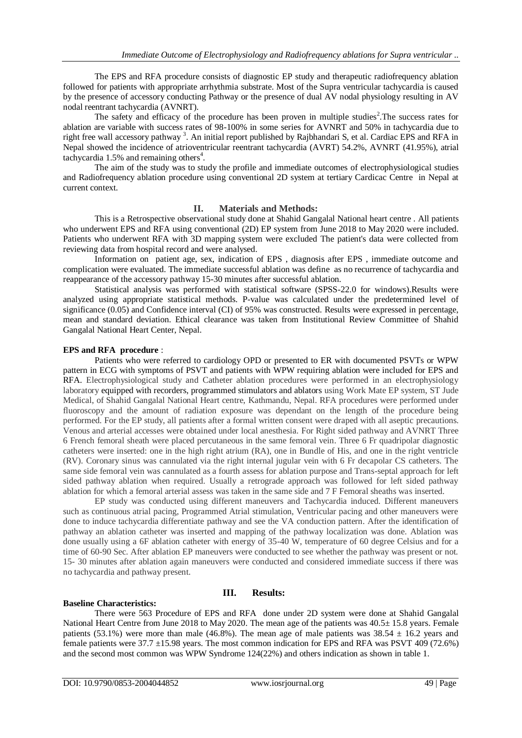The EPS and RFA procedure consists of diagnostic EP study and therapeutic radiofrequency ablation followed for patients with appropriate arrhythmia substrate. Most of the Supra ventricular tachycardia is caused by the presence of accessory conducting Pathway or the presence of dual AV nodal physiology resulting in AV nodal reentrant tachycardia (AVNRT).

The safety and efficacy of the procedure has been proven in multiple studies[2].The success rates for ablation are variable with success rates of 98-100% in some series for AVNRT and 50% in tachycardia due to right free wall accessory pathway [3]. An initial report published by Rajbhandari S, et al. Cardiac EPS and RFA in Nepal showed the incidence of atrioventricular reentrant tachycardia (AVRT) 54.2%, AVNRT (41.95%), atrial tachycardia 1.5% and remaining others[4].

The aim of the study was to study the profile and immediate outcomes of electrophysiological studies and Radiofrequency ablation procedure using conventional 2D system at tertiary Cardicac Centre in Nepal at current context.

## II. Materials and Methods:

This is a Retrospective observational study done at Shahid Gangalal National heart centre . All patients who underwent EPS and RFA using conventional (2D) EP system from June 2018 to May 2020 were included. Patients who underwent RFA with 3D mapping system were excluded The patient's data were collected from reviewing data from hospital record and were analysed.

Information on patient age, sex, indication of EPS , diagnosis after EPS , immediate outcome and complication were evaluated. The immediate successful ablation was define as no recurrence of tachycardia and reappearance of the accessory pathway 15-30 minutes after successful ablation.

Statistical analysis was performed with statistical software (SPSS-22.0 for windows).Results were analyzed using appropriate statistical methods. P-value was calculated under the predetermined level of significance (0.05) and Confidence interval (CI) of 95% was constructed. Results were expressed in percentage, mean and standard deviation. Ethical clearance was taken from Institutional Review Committee of Shahid Gangalal National Heart Center, Nepal.

**EPS and RFA procedure** :

Patients who were referred to cardiology OPD or presented to ER with documented PSVTs or WPW pattern in ECG with symptoms of PSVT and patients with WPW requiring ablation were included for EPS and RFA. Electrophysiological study and Catheter ablation procedures were performed in an electrophysiology laboratory equipped with recorders, programmed stimulators and ablators using Work Mate EP system, ST Jude Medical, of Shahid Gangalal National Heart centre, Kathmandu, Nepal. RFA procedures were performed under fluoroscopy and the amount of radiation exposure was dependant on the length of the procedure being performed. For the EP study, all patients after a formal written consent were draped with all aseptic precautions. Venous and arterial accesses were obtained under local anesthesia. For Right sided pathway and AVNRT Three 6 French femoral sheath were placed percutaneous in the same femoral vein. Three 6 Fr quadripolar diagnostic catheters were inserted: one in the high right atrium (RA), one in Bundle of His, and one in the right ventricle (RV). Coronary sinus was cannulated via the right internal jugular vein with 6 Fr decapolar CS catheters. The same side femoral vein was cannulated as a fourth assess for ablation purpose and Trans-septal approach for left sided pathway ablation when required. Usually a retrograde approach was followed for left sided pathway ablation for which a femoral arterial assess was taken in the same side and 7 F Femoral sheaths was inserted.

EP study was conducted using different maneuvers and Tachycardia induced. Different maneuvers such as continuous atrial pacing, Programmed Atrial stimulation, Ventricular pacing and other maneuvers were done to induce tachycardia differentiate pathway and see the VA conduction pattern. After the identification of pathway an ablation catheter was inserted and mapping of the pathway localization was done. Ablation was done usually using a 6F ablation catheter with energy of 35-40 W, temperature of 60 degree Celsius and for a time of 60-90 Sec. After ablation EP maneuvers were conducted to see whether the pathway was present or not. 15- 30 minutes after ablation again maneuvers were conducted and considered immediate success if there was no tachycardia and pathway present.

## III. Results:

**Baseline Characteristics:**

There were 563 Procedure of EPS and RFA done under 2D system were done at Shahid Gangalal National Heart Centre from June 2018 to May 2020. The mean age of the patients was 40.5± 15.8 years. Female patients (53.1%) were more than male (46.8%). The mean age of male patients was 38.54 ± 16.2 years and female patients were 37.7 ±15.98 years. The most common indication for EPS and RFA was PSVT 409 (72.6%) and the second most common was WPW Syndrome 124(22%) and others indication as shown in table 1.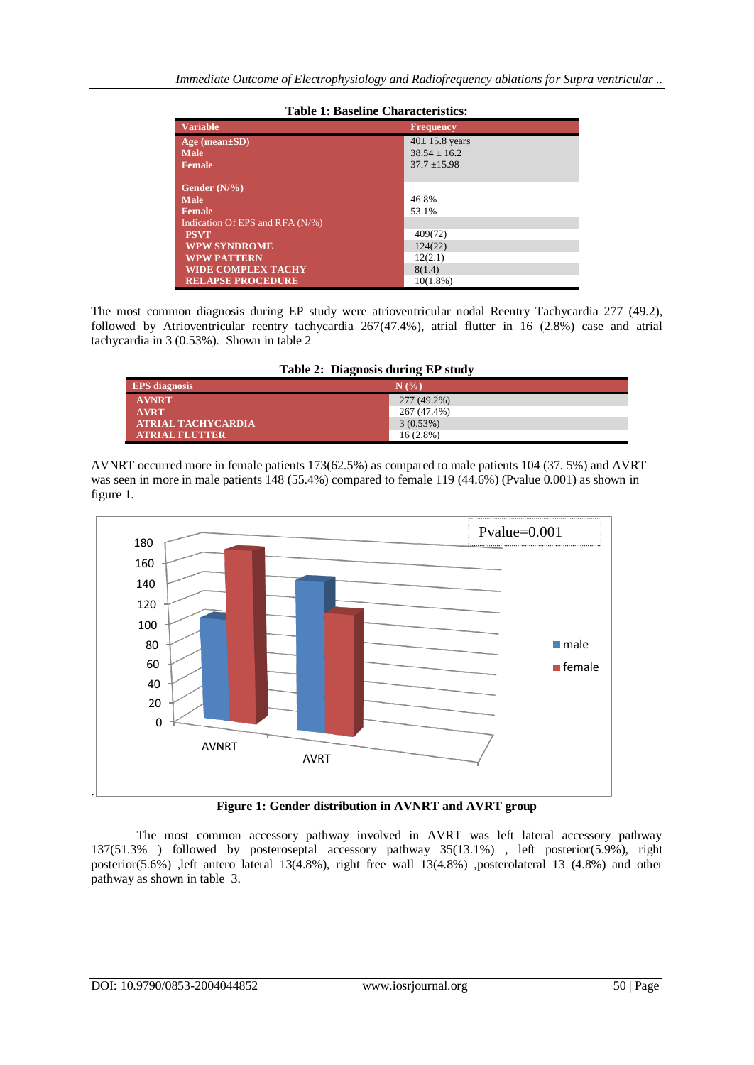**Table 1: Baseline Characteristics:**

| Variable | Frequency |
|---|---|
| **Age (mean±SD)** | 40± 15.8 years |
| **Male** | 38.54 ± 16.2 |
| **Female** | 37.7 ±15.98 |
| **Gender (N/%)** | |
| **Male** | 46.8% |
| **Female** | 53.1% |
| Indication Of EPS and RFA (N/%) | |
| **PSVT** | 409(72) |
| **WPW SYNDROME** | 124(22) |
| **WPW PATTERN** | 12(2.1) |
| **WIDE COMPLEX TACHY** | 8(1.4) |
| **RELAPSE PROCEDURE** | 10(1.8%) |

The most common diagnosis during EP study were atrioventricular nodal Reentry Tachycardia 277 (49.2), followed by Atrioventricular reentry tachycardia 267(47.4%), atrial flutter in 16 (2.8%) case and atrial tachycardia in 3 (0.53%). Shown in table 2

**Table 2: Diagnosis during EP study**

| EPS diagnosis | N (%) |
|---|---|
| **AVNRT** | 277 (49.2%) |
| **AVRT** | 267 (47.4%) |
| **ATRIAL TACHYCARDIA** | 3 (0.53%) |
| **ATRIAL FLUTTER** | 16 (2.8%) |

AVNRT occurred more in female patients 173(62.5%) as compared to male patients 104 (37. 5%) and AVRT was seen in more in male patients 148 (55.4%) compared to female 119 (44.6%) (Pvalue 0.001) as shown in figure 1.

**Figure 1: Gender distribution in AVNRT and AVRT group**

The most common accessory pathway involved in AVRT was left lateral accessory pathway 137(51.3% ) followed by posteroseptal accessory pathway 35(13.1%) , left posterior(5.9%), right posterior(5.6%) ,left antero lateral 13(4.8%), right free wall 13(4.8%) ,posterolateral 13 (4.8%) and other pathway as shown in table 3.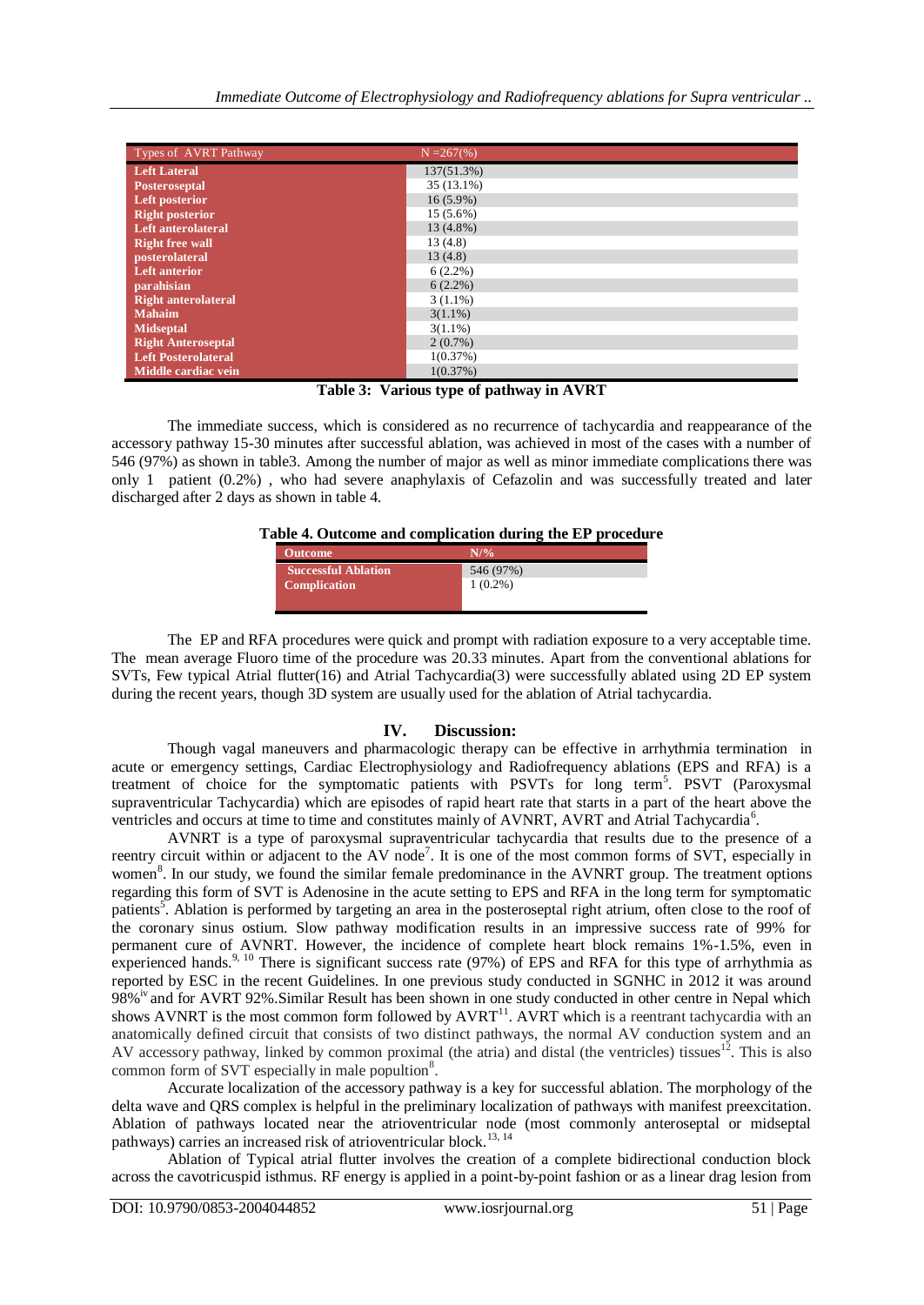| Types of AVRT Pathway | N =267(%) |
|---|---|
| **Left Lateral** | 137(51.3%) |
| **Posteroseptal** | 35 (13.1%) |
| **Left posterior** | 16 (5.9%) |
| **Right posterior** | 15 (5.6%) |
| **Left anterolateral** | 13 (4.8%) |
| **Right free wall** | 13 (4.8) |
| **posterolateral** | 13 (4.8) |
| **Left anterior** | 6 (2.2%) |
| **parahisian** | 6 (2.2%) |
| **Right anterolateral** | 3 (1.1%) |
| **Mahaim** | 3(1.1%) |
| **Midseptal** | 3(1.1%) |
| **Right Anteroseptal** | 2 (0.7%) |
| **Left Posterolateral** | 1(0.37%) |
| **Middle cardiac vein** | 1(0.37%) |

**Table 3: Various type of pathway in AVRT**

The immediate success, which is considered as no recurrence of tachycardia and reappearance of the accessory pathway 15-30 minutes after successful ablation, was achieved in most of the cases with a number of 546 (97%) as shown in table3. Among the number of major as well as minor immediate complications there was only 1 patient (0.2%) , who had severe anaphylaxis of Cefazolin and was successfully treated and later discharged after 2 days as shown in table 4.

**Table 4. Outcome and complication during the EP procedure**

| Outcome | N/% |
|---|---|
| **Successful Ablation** | 546 (97%) |
| **Complication** | 1 (0.2%) |

The EP and RFA procedures were quick and prompt with radiation exposure to a very acceptable time. The mean average Fluoro time of the procedure was 20.33 minutes. Apart from the conventional ablations for SVTs, Few typical Atrial flutter(16) and Atrial Tachycardia(3) were successfully ablated using 2D EP system during the recent years, though 3D system are usually used for the ablation of Atrial tachycardia.

## IV. Discussion:

Though vagal maneuvers and pharmacologic therapy can be effective in arrhythmia termination in acute or emergency settings, Cardiac Electrophysiology and Radiofrequency ablations (EPS and RFA) is a treatment of choice for the symptomatic patients with PSVTs for long term[5]. PSVT (Paroxysmal supraventricular Tachycardia) which are episodes of rapid heart rate that starts in a part of the heart above the ventricles and occurs at time to time and constitutes mainly of AVNRT, AVRT and Atrial Tachycardia[6].

AVNRT is a type of paroxysmal supraventricular tachycardia that results due to the presence of a reentry circuit within or adjacent to the AV node[7]. It is one of the most common forms of SVT, especially in women[8]. In our study, we found the similar female predominance in the AVNRT group. The treatment options regarding this form of SVT is Adenosine in the acute setting to EPS and RFA in the long term for symptomatic patients[5]. Ablation is performed by targeting an area in the posteroseptal right atrium, often close to the roof of the coronary sinus ostium. Slow pathway modification results in an impressive success rate of 99% for permanent cure of AVNRT. However, the incidence of complete heart block remains 1%-1.5%, even in experienced hands.[9, 10] There is significant success rate (97%) of EPS and RFA for this type of arrhythmia as reported by ESC in the recent Guidelines. In one previous study conducted in SGNHC in 2012 it was around 98%[iv] and for AVRT 92%.Similar Result has been shown in one study conducted in other centre in Nepal which shows AVNRT is the most common form followed by AVRT[11]. AVRT which is a reentrant tachycardia with an anatomically defined circuit that consists of two distinct pathways, the normal AV conduction system and an AV accessory pathway, linked by common proximal (the atria) and distal (the ventricles) tissues[12]. This is also common form of SVT especially in male popultion[8].

Accurate localization of the accessory pathway is a key for successful ablation. The morphology of the delta wave and QRS complex is helpful in the preliminary localization of pathways with manifest preexcitation. Ablation of pathways located near the atrioventricular node (most commonly anteroseptal or midseptal pathways) carries an increased risk of atrioventricular block.[13, 14]

Ablation of Typical atrial flutter involves the creation of a complete bidirectional conduction block across the cavotricuspid isthmus. RF energy is applied in a point-by-point fashion or as a linear drag lesion from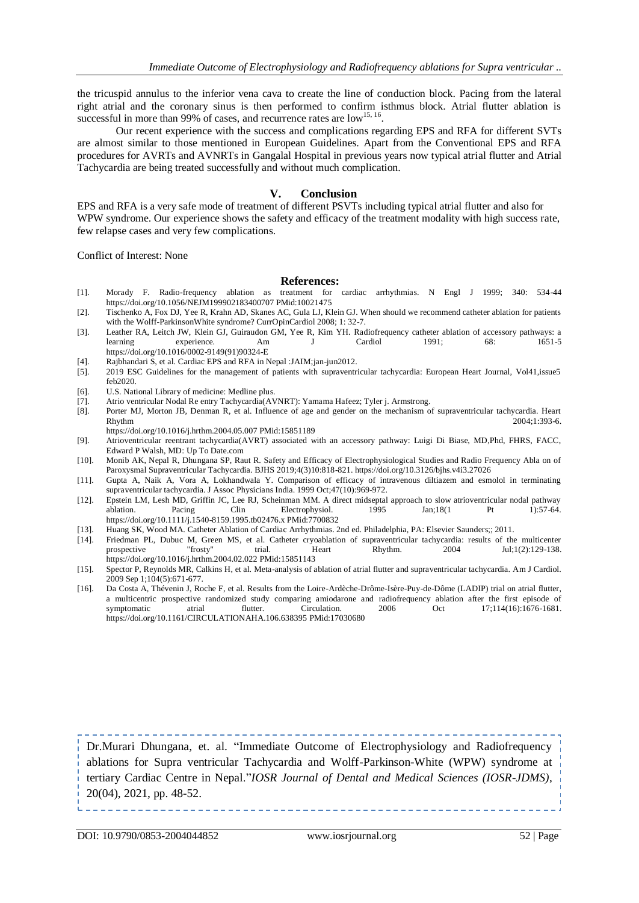the tricuspid annulus to the inferior vena cava to create the line of conduction block. Pacing from the lateral right atrial and the coronary sinus is then performed to confirm isthmus block. Atrial flutter ablation is successful in more than 99% of cases, and recurrence rates are low[15, 16].

Our recent experience with the success and complications regarding EPS and RFA for different SVTs are almost similar to those mentioned in European Guidelines. Apart from the Conventional EPS and RFA procedures for AVRTs and AVNRTs in Gangalal Hospital in previous years now typical atrial flutter and Atrial Tachycardia are being treated successfully and without much complication.

## V. Conclusion

EPS and RFA is a very safe mode of treatment of different PSVTs including typical atrial flutter and also for WPW syndrome. Our experience shows the safety and efficacy of the treatment modality with high success rate, few relapse cases and very few complications.

Conflict of Interest: None

## References:

[1]. Morady F. Radio-frequency ablation as treatment for cardiac arrhythmias. N Engl J 1999; 340: 534-44 https://doi.org/10.1056/NEJM199902183400707 PMid:10021475

[2]. Tischenko A, Fox DJ, Yee R, Krahn AD, Skanes AC, Gula LJ, Klein GJ. When should we recommend catheter ablation for patients with the Wolff-ParkinsonWhite syndrome? CurrOpinCardiol 2008; 1: 32-7.

[3]. Leather RA, Leitch JW, Klein GJ, Guiraudon GM, Yee R, Kim YH. Radiofrequency catheter ablation of accessory pathways: a learning experience. Am J Cardiol 1991; 68: 1651-5 https://doi.org/10.1016/0002-9149(91)90324-E

[4]. Rajbhandari S, et al. Cardiac EPS and RFA in Nepal :JAIM;jan-jun2012.

[5]. 2019 ESC Guidelines for the management of patients with supraventricular tachycardia: European Heart Journal, Vol41,issue5 feb2020.

[6]. U.S. National Library of medicine: Medline plus.

[7]. Atrio ventricular Nodal Re entry Tachycardia(AVNRT): Yamama Hafeez; Tyler j. Armstrong.

[8]. Porter MJ, Morton JB, Denman R, et al. Influence of age and gender on the mechanism of supraventricular tachycardia. Heart Rhythm 2004;1:393-6. https://doi.org/10.1016/j.hrthm.2004.05.007 PMid:15851189

[9]. Atrioventricular reentrant tachycardia(AVRT) associated with an accessory pathway: Luigi Di Biase, MD,Phd, FHRS, FACC, Edward P Walsh, MD: Up To Date.com

[10]. Monib AK, Nepal R, Dhungana SP, Raut R. Safety and Efficacy of Electrophysiological Studies and Radio Frequency Abla on of Paroxysmal Supraventricular Tachycardia. BJHS 2019;4(3)10:818-821. https://doi.org/10.3126/bjhs.v4i3.27026

[11]. Gupta A, Naik A, Vora A, Lokhandwala Y. Comparison of efficacy of intravenous diltiazem and esmolol in terminating supraventricular tachycardia. J Assoc Physicians India. 1999 Oct;47(10):969-972.

[12]. Epstein LM, Lesh MD, Griffin JC, Lee RJ, Scheinman MM. A direct midseptal approach to slow atrioventricular nodal pathway ablation. Pacing Clin Electrophysiol. 1995 Jan;18(1 Pt 1):57-64. https://doi.org/10.1111/j.1540-8159.1995.tb02476.x PMid:7700832

[13]. Huang SK, Wood MA. Catheter Ablation of Cardiac Arrhythmias. 2nd ed. Philadelphia, PA: Elsevier Saunders;; 2011.

[14]. Friedman PL, Dubuc M, Green MS, et al. Catheter cryoablation of supraventricular tachycardia: results of the multicenter prospective "frosty" trial. Heart Rhythm. 2004 Jul;1(2):129-138. https://doi.org/10.1016/j.hrthm.2004.02.022 PMid:15851143

[15]. Spector P, Reynolds MR, Calkins H, et al. Meta-analysis of ablation of atrial flutter and supraventricular tachycardia. Am J Cardiol. 2009 Sep 1;104(5):671-677.

[16]. Da Costa A, Thévenin J, Roche F, et al. Results from the Loire-Ardèche-Drôme-Isère-Puy-de-Dôme (LADIP) trial on atrial flutter, a multicentric prospective randomized study comparing amiodarone and radiofrequency ablation after the first episode of symptomatic atrial flutter. Circulation. 2006 Oct 17;114(16):1676-1681. https://doi.org/10.1161/CIRCULATIONAHA.106.638395 PMid:17030680

Dr.Murari Dhungana, et. al. "Immediate Outcome of Electrophysiology and Radiofrequency ablations for Supra ventricular Tachycardia and Wolff-Parkinson-White (WPW) syndrome at tertiary Cardiac Centre in Nepal."*IOSR Journal of Dental and Medical Sciences (IOSR-JDMS)*, 20(04), 2021, pp. 48-52.